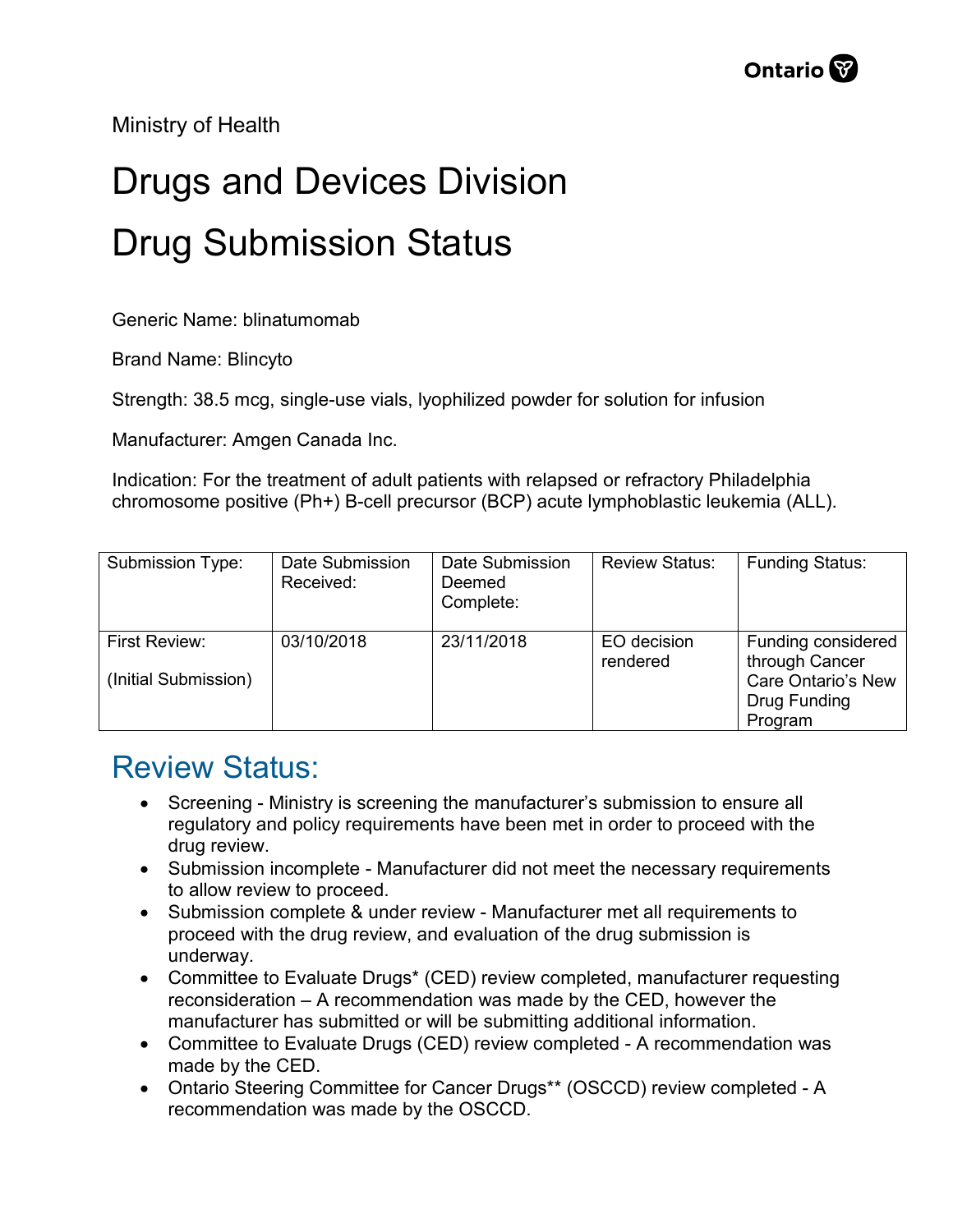Ministry of Health

# Drugs and Devices Division

# Drug Submission Status

Generic Name: blinatumomab

Brand Name: Blincyto

Strength: 38.5 mcg, single-use vials, lyophilized powder for solution for infusion

Manufacturer: Amgen Canada Inc.

Indication: For the treatment of adult patients with relapsed or refractory Philadelphia chromosome positive (Ph+) B-cell precursor (BCP) acute lymphoblastic leukemia (ALL).

| Submission Type: | Date Submission Received: | Date Submission Deemed Complete: | Review Status: | Funding Status: |
|---|---|---|---|---|
| First Review: (Initial Submission) | 03/10/2018 | 23/11/2018 | EO decision rendered | Funding considered through Cancer Care Ontario's New Drug Funding Program |

## Review Status:

- Screening - Ministry is screening the manufacturer's submission to ensure all regulatory and policy requirements have been met in order to proceed with the drug review.
- Submission incomplete - Manufacturer did not meet the necessary requirements to allow review to proceed.
- Submission complete & under review - Manufacturer met all requirements to proceed with the drug review, and evaluation of the drug submission is underway.
- Committee to Evaluate Drugs* (CED) review completed, manufacturer requesting reconsideration – A recommendation was made by the CED, however the manufacturer has submitted or will be submitting additional information.
- Committee to Evaluate Drugs (CED) review completed - A recommendation was made by the CED.
- Ontario Steering Committee for Cancer Drugs** (OSCCD) review completed - A recommendation was made by the OSCCD.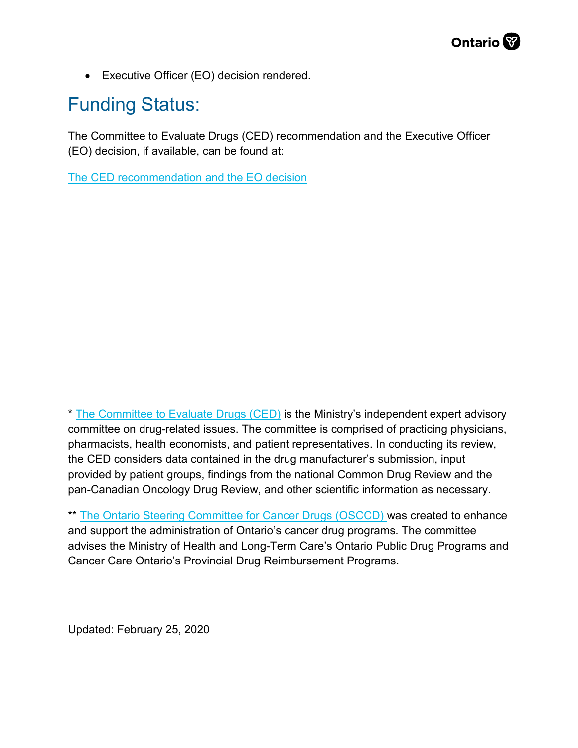- Executive Officer (EO) decision rendered.

## Funding Status:

The Committee to Evaluate Drugs (CED) recommendation and the Executive Officer (EO) decision, if available, can be found at:

The CED recommendation and the EO decision

* The Committee to Evaluate Drugs (CED) is the Ministry's independent expert advisory committee on drug-related issues. The committee is comprised of practicing physicians, pharmacists, health economists, and patient representatives. In conducting its review, the CED considers data contained in the drug manufacturer's submission, input provided by patient groups, findings from the national Common Drug Review and the pan-Canadian Oncology Drug Review, and other scientific information as necessary.

** The Ontario Steering Committee for Cancer Drugs (OSCCD) was created to enhance and support the administration of Ontario's cancer drug programs. The committee advises the Ministry of Health and Long-Term Care's Ontario Public Drug Programs and Cancer Care Ontario's Provincial Drug Reimbursement Programs.

Updated: February 25, 2020